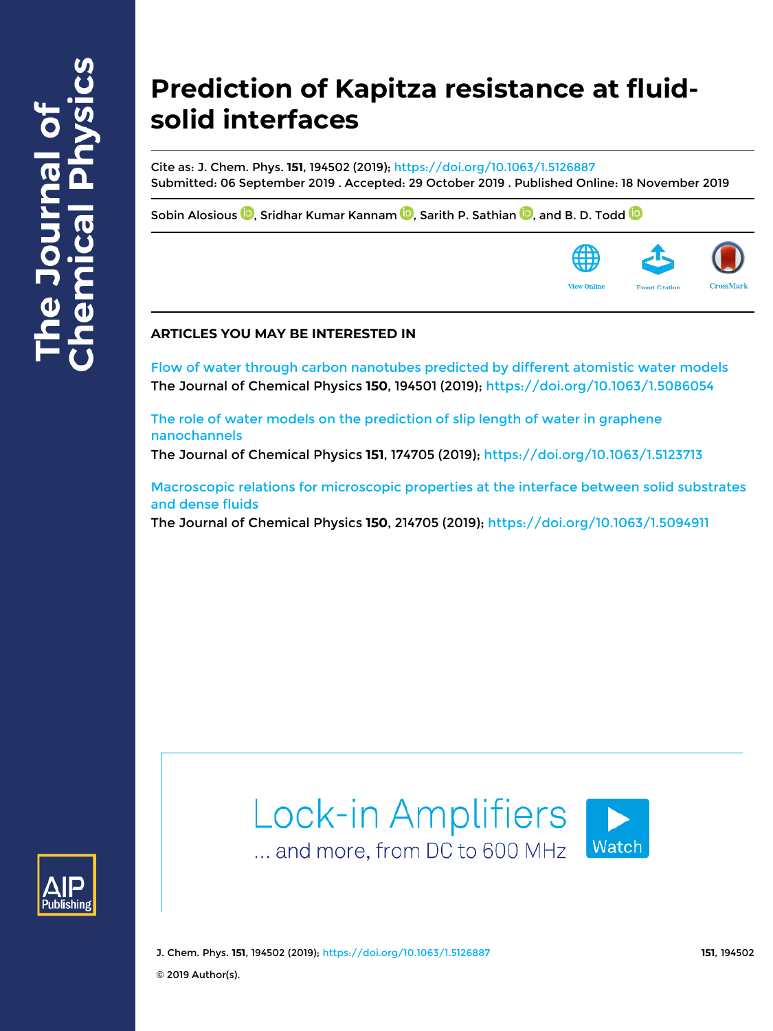# Prediction of Kapitza resistance at fluid-solid interfaces

Cite as: J. Chem. Phys. **151**, 194502 (2019); https://doi.org/10.1063/1.5126887
Submitted: 06 September 2019 . Accepted: 29 October 2019 . Published Online: 18 November 2019

Sobin Alosious, Sridhar Kumar Kannam, Sarith P. Sathian, and B. D. Todd

## ARTICLES YOU MAY BE INTERESTED IN

Flow of water through carbon nanotubes predicted by different atomistic water models
The Journal of Chemical Physics **150**, 194501 (2019); https://doi.org/10.1063/1.5086054

The role of water models on the prediction of slip length of water in graphene nanochannels
The Journal of Chemical Physics **151**, 174705 (2019); https://doi.org/10.1063/1.5123713

Macroscopic relations for microscopic properties at the interface between solid substrates and dense fluids
The Journal of Chemical Physics **150**, 214705 (2019); https://doi.org/10.1063/1.5094911

© 2019 Author(s).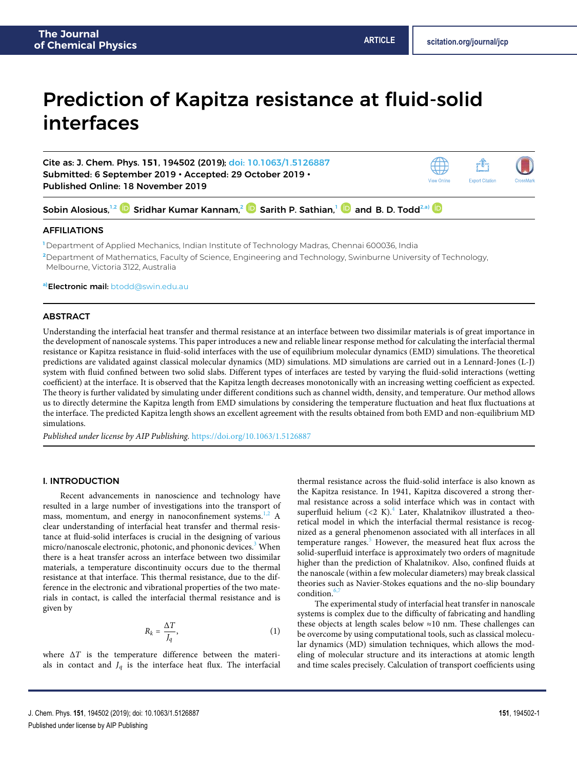# Prediction of Kapitza resistance at fluid-solid interfaces

Cite as: J. Chem. Phys. **151**, 194502 (2019); doi: 10.1063/1.5126887
Submitted: 6 September 2019 • Accepted: 29 October 2019 •
Published Online: 18 November 2019

Sobin Alosious,[1,2] Sridhar Kumar Kannam,[2] Sarith P. Sathian,[1] and B. D. Todd[2,a)]

## AFFILIATIONS

[1] Department of Applied Mechanics, Indian Institute of Technology Madras, Chennai 600036, India

[2] Department of Mathematics, Faculty of Science, Engineering and Technology, Swinburne University of Technology, Melbourne, Victoria 3122, Australia

[a)] **Electronic mail:** btodd@swin.edu.au

## ABSTRACT

Understanding the interfacial heat transfer and thermal resistance at an interface between two dissimilar materials is of great importance in the development of nanoscale systems. This paper introduces a new and reliable linear response method for calculating the interfacial thermal resistance or Kapitza resistance in fluid-solid interfaces with the use of equilibrium molecular dynamics (EMD) simulations. The theoretical predictions are validated against classical molecular dynamics (MD) simulations. MD simulations are carried out in a Lennard-Jones (L-J) system with fluid confined between two solid slabs. Different types of interfaces are tested by varying the fluid-solid interactions (wetting coefficient) at the interface. It is observed that the Kapitza length decreases monotonically with an increasing wetting coefficient as expected. The theory is further validated by simulating under different conditions such as channel width, density, and temperature. Our method allows us to directly determine the Kapitza length from EMD simulations by considering the temperature fluctuation and heat flux fluctuations at the interface. The predicted Kapitza length shows an excellent agreement with the results obtained from both EMD and non-equilibrium MD simulations.

*Published under license by AIP Publishing.* https://doi.org/10.1063/1.5126887

## I. INTRODUCTION

Recent advancements in nanoscience and technology have resulted in a large number of investigations into the transport of mass, momentum, and energy in nanoconfinement systems.[1,2] A clear understanding of interfacial heat transfer and thermal resistance at fluid-solid interfaces is crucial in the designing of various micro/nanoscale electronic, photonic, and phononic devices.[3] When there is a heat transfer across an interface between two dissimilar materials, a temperature discontinuity occurs due to the thermal resistance at that interface. This thermal resistance, due to the difference in the electronic and vibrational properties of the two materials in contact, is called the interfacial thermal resistance and is given by

$$R_k = \frac{\Delta T}{J_q}, \tag{1}$$

where $\Delta T$ is the temperature difference between the materials in contact and $J_q$ is the interface heat flux. The interfacial thermal resistance across the fluid-solid interface is also known as the Kapitza resistance. In 1941, Kapitza discovered a strong thermal resistance across a solid interface which was in contact with superfluid helium (<2 K).[4] Later, Khalatnikov illustrated a theoretical model in which the interfacial thermal resistance is recognized as a general phenomenon associated with all interfaces in all temperature ranges.[5] However, the measured heat flux across the solid-superfluid interface is approximately two orders of magnitude higher than the prediction of Khalatnikov. Also, confined fluids at the nanoscale (within a few molecular diameters) may break classical theories such as Navier-Stokes equations and the no-slip boundary condition.[6,7]

The experimental study of interfacial heat transfer in nanoscale systems is complex due to the difficulty of fabricating and handling these objects at length scales below ≈10 nm. These challenges can be overcome by using computational tools, such as classical molecular dynamics (MD) simulation techniques, which allows the modeling of molecular structure and its interactions at atomic length and time scales precisely. Calculation of transport coefficients using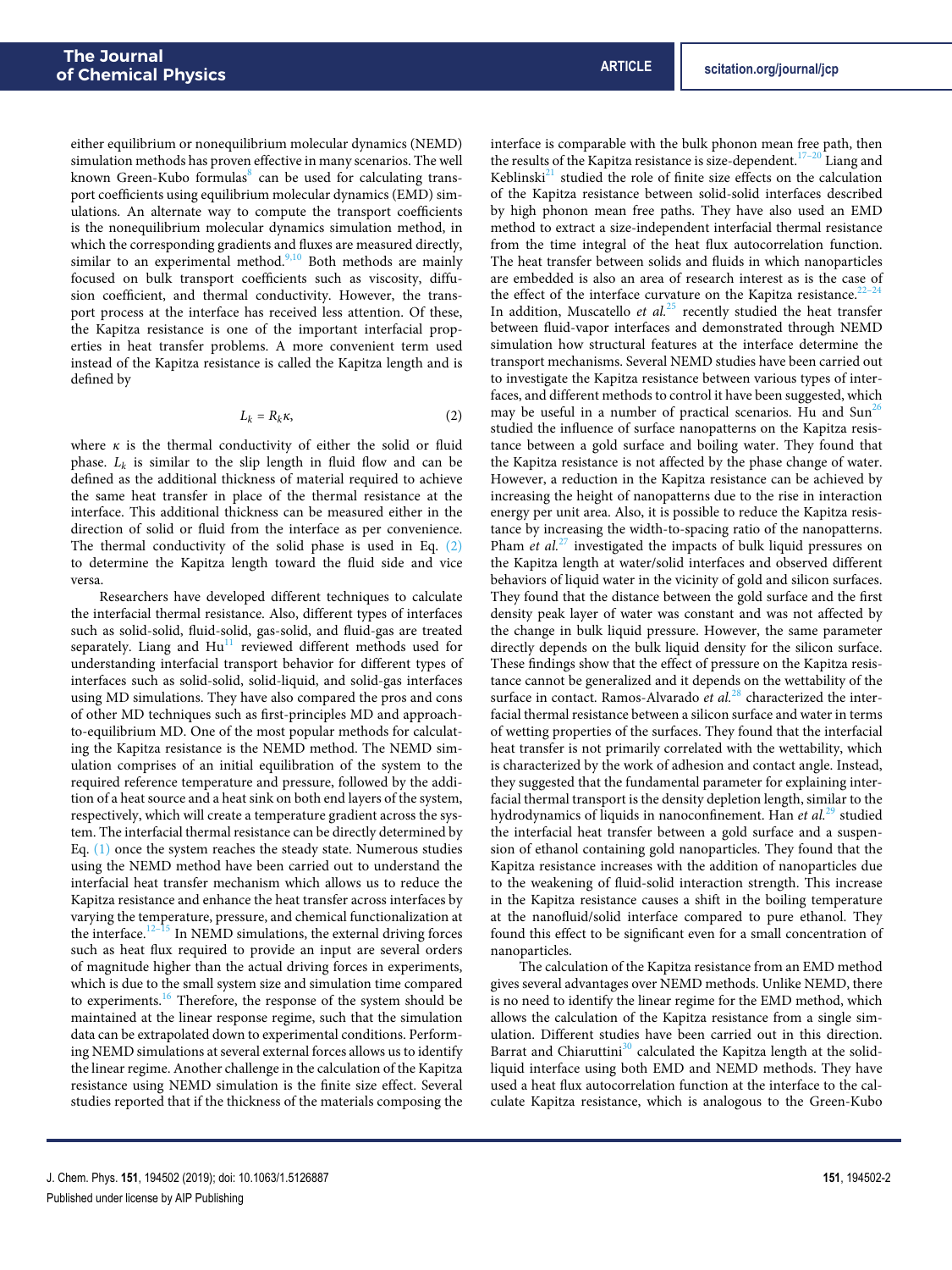either equilibrium or nonequilibrium molecular dynamics (NEMD) simulation methods has proven effective in many scenarios. The well known Green-Kubo formulas[8] can be used for calculating transport coefficients using equilibrium molecular dynamics (EMD) simulations. An alternate way to compute the transport coefficients is the nonequilibrium molecular dynamics simulation method, in which the corresponding gradients and fluxes are measured directly, similar to an experimental method.[9,10] Both methods are mainly focused on bulk transport coefficients such as viscosity, diffusion coefficient, and thermal conductivity. However, the transport process at the interface has received less attention. Of these, the Kapitza resistance is one of the important interfacial properties in heat transfer problems. A more convenient term used instead of the Kapitza resistance is called the Kapitza length and is defined by

$$L_k = R_k \kappa, \tag{2}$$

where $\kappa$ is the thermal conductivity of either the solid or fluid phase. $L_k$ is similar to the slip length in fluid flow and can be defined as the additional thickness of material required to achieve the same heat transfer in place of the thermal resistance at the interface. This additional thickness can be measured either in the direction of solid or fluid from the interface as per convenience. The thermal conductivity of the solid phase is used in Eq. (2) to determine the Kapitza length toward the fluid side and vice versa.

Researchers have developed different techniques to calculate the interfacial thermal resistance. Also, different types of interfaces such as solid-solid, fluid-solid, gas-solid, and fluid-gas are treated separately. Liang and Hu[11] reviewed different methods used for understanding interfacial transport behavior for different types of interfaces such as solid-solid, solid-liquid, and solid-gas interfaces using MD simulations. They have also compared the pros and cons of other MD techniques such as first-principles MD and approach-to-equilibrium MD. One of the most popular methods for calculating the Kapitza resistance is the NEMD method. The NEMD simulation comprises of an initial equilibration of the system to the required reference temperature and pressure, followed by the addition of a heat source and a heat sink on both end layers of the system, respectively, which will create a temperature gradient across the system. The interfacial thermal resistance can be directly determined by Eq. (1) once the system reaches the steady state. Numerous studies using the NEMD method have been carried out to understand the interfacial heat transfer mechanism which allows us to reduce the Kapitza resistance and enhance the heat transfer across interfaces by varying the temperature, pressure, and chemical functionalization at the interface.[12–15] In NEMD simulations, the external driving forces such as heat flux required to provide an input are several orders of magnitude higher than the actual driving forces in experiments, which is due to the small system size and simulation time compared to experiments.[16] Therefore, the response of the system should be maintained at the linear response regime, such that the simulation data can be extrapolated down to experimental conditions. Performing NEMD simulations at several external forces allows us to identify the linear regime. Another challenge in the calculation of the Kapitza resistance using NEMD simulation is the finite size effect. Several studies reported that if the thickness of the materials composing the interface is comparable with the bulk phonon mean free path, then the results of the Kapitza resistance is size-dependent.[17–20] Liang and Keblinski[21] studied the role of finite size effects on the calculation of the Kapitza resistance between solid-solid interfaces described by high phonon mean free paths. They have also used an EMD method to extract a size-independent interfacial thermal resistance from the time integral of the heat flux autocorrelation function. The heat transfer between solids and fluids in which nanoparticles are embedded is also an area of research interest as is the case of the effect of the interface curvature on the Kapitza resistance.[22–24] In addition, Muscatello *et al.*[25] recently studied the heat transfer between fluid-vapor interfaces and demonstrated through NEMD simulation how structural features at the interface determine the transport mechanisms. Several NEMD studies have been carried out to investigate the Kapitza resistance between various types of interfaces, and different methods to control it have been suggested, which may be useful in a number of practical scenarios. Hu and Sun[26] studied the influence of surface nanopatterns on the Kapitza resistance between a gold surface and boiling water. They found that the Kapitza resistance is not affected by the phase change of water. However, a reduction in the Kapitza resistance can be achieved by increasing the height of nanopatterns due to the rise in interaction energy per unit area. Also, it is possible to reduce the Kapitza resistance by increasing the width-to-spacing ratio of the nanopatterns. Pham *et al.*[27] investigated the impacts of bulk liquid pressures on the Kapitza length at water/solid interfaces and observed different behaviors of liquid water in the vicinity of gold and silicon surfaces. They found that the distance between the gold surface and the first density peak layer of water was constant and was not affected by the change in bulk liquid pressure. However, the same parameter directly depends on the bulk liquid density for the silicon surface. These findings show that the effect of pressure on the Kapitza resistance cannot be generalized and it depends on the wettability of the surface in contact. Ramos-Alvarado *et al.*[28] characterized the interfacial thermal resistance between a silicon surface and water in terms of wetting properties of the surfaces. They found that the interfacial heat transfer is not primarily correlated with the wettability, which is characterized by the work of adhesion and contact angle. Instead, they suggested that the fundamental parameter for explaining interfacial thermal transport is the density depletion length, similar to the hydrodynamics of liquids in nanoconfinement. Han *et al.*[29] studied the interfacial heat transfer between a gold surface and a suspension of ethanol containing gold nanoparticles. They found that the Kapitza resistance increases with the addition of nanoparticles due to the weakening of fluid-solid interaction strength. This increase in the Kapitza resistance causes a shift in the boiling temperature at the nanofluid/solid interface compared to pure ethanol. They found this effect to be significant even for a small concentration of nanoparticles.

The calculation of the Kapitza resistance from an EMD method gives several advantages over NEMD methods. Unlike NEMD, there is no need to identify the linear regime for the EMD method, which allows the calculation of the Kapitza resistance from a single simulation. Different studies have been carried out in this direction. Barrat and Chiaruttini[30] calculated the Kapitza length at the solid-liquid interface using both EMD and NEMD methods. They have used a heat flux autocorrelation function at the interface to the calculate Kapitza resistance, which is analogous to the Green-Kubo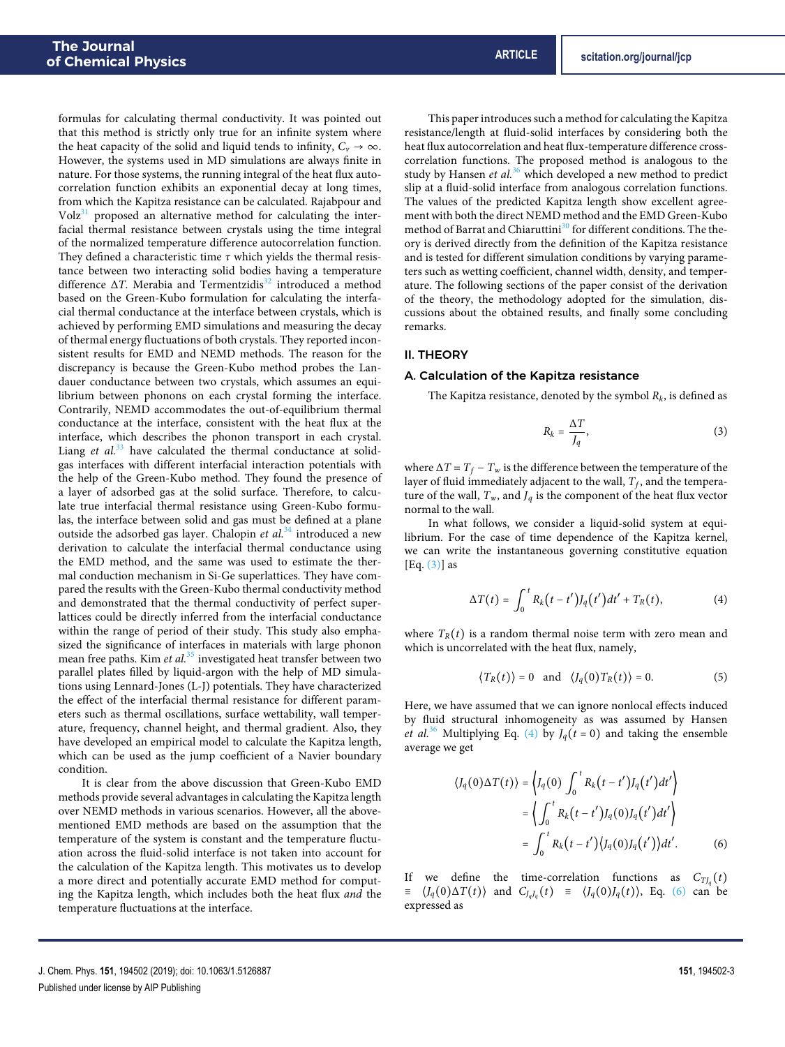formulas for calculating thermal conductivity. It was pointed out that this method is strictly only true for an infinite system where the heat capacity of the solid and liquid tends to infinity, $C_v \to \infty$. However, the systems used in MD simulations are always finite in nature. For those systems, the running integral of the heat flux autocorrelation function exhibits an exponential decay at long times, from which the Kapitza resistance can be calculated. Rajabpour and Volz[31] proposed an alternative method for calculating the interfacial thermal resistance between crystals using the time integral of the normalized temperature difference autocorrelation function. They defined a characteristic time $\tau$ which yields the thermal resistance between two interacting solid bodies having a temperature difference $\Delta T$. Merabia and Termentzidis[32] introduced a method based on the Green-Kubo formulation for calculating the interfacial thermal conductance at the interface between crystals, which is achieved by performing EMD simulations and measuring the decay of thermal energy fluctuations of both crystals. They reported inconsistent results for EMD and NEMD methods. The reason for the discrepancy is because the Green-Kubo method probes the Landauer conductance between two crystals, which assumes an equilibrium between phonons on each crystal forming the interface. Contrarily, NEMD accommodates the out-of-equilibrium thermal conductance at the interface, consistent with the heat flux at the interface, which describes the phonon transport in each crystal. Liang *et al.*[33] have calculated the thermal conductance at solid-gas interfaces with different interfacial interaction potentials with the help of the Green-Kubo method. They found the presence of a layer of adsorbed gas at the solid surface. Therefore, to calculate true interfacial thermal resistance using Green-Kubo formulas, the interface between solid and gas must be defined at a plane outside the adsorbed gas layer. Chalopin *et al.*[34] introduced a new derivation to calculate the interfacial thermal conductance using the EMD method, and the same was used to estimate the thermal conduction mechanism in Si-Ge superlattices. They have compared the results with the Green-Kubo thermal conductivity method and demonstrated that the thermal conductivity of perfect superlattices could be directly inferred from the interfacial conductance within the range of period of their study. This study also emphasized the significance of interfaces in materials with large phonon mean free paths. Kim *et al.*[35] investigated heat transfer between two parallel plates filled by liquid-argon with the help of MD simulations using Lennard-Jones (L-J) potentials. They have characterized the effect of the interfacial thermal resistance for different parameters such as thermal oscillations, surface wettability, wall temperature, frequency, channel height, and thermal gradient. Also, they have developed an empirical model to calculate the Kapitza length, which can be used as the jump coefficient of a Navier boundary condition.

It is clear from the above discussion that Green-Kubo EMD methods provide several advantages in calculating the Kapitza length over NEMD methods in various scenarios. However, all the above-mentioned EMD methods are based on the assumption that the temperature of the system is constant and the temperature fluctuation across the fluid-solid interface is not taken into account for the calculation of the Kapitza length. This motivates us to develop a more direct and potentially accurate EMD method for computing the Kapitza length, which includes both the heat flux *and* the temperature fluctuations at the interface.

This paper introduces such a method for calculating the Kapitza resistance/length at fluid-solid interfaces by considering both the heat flux autocorrelation and heat flux-temperature difference cross-correlation functions. The proposed method is analogous to the study by Hansen *et al.*[36] which developed a new method to predict slip at a fluid-solid interface from analogous correlation functions. The values of the predicted Kapitza length show excellent agreement with both the direct NEMD method and the EMD Green-Kubo method of Barrat and Chiaruttini[30] for different conditions. The theory is derived directly from the definition of the Kapitza resistance and is tested for different simulation conditions by varying parameters such as wetting coefficient, channel width, density, and temperature. The following sections of the paper consist of the derivation of the theory, the methodology adopted for the simulation, discussions about the obtained results, and finally some concluding remarks.

## II. THEORY

### A. Calculation of the Kapitza resistance

The Kapitza resistance, denoted by the symbol $R_k$, is defined as

$$R_k = \frac{\Delta T}{J_q}, \tag{3}$$

where $\Delta T = T_f - T_w$ is the difference between the temperature of the layer of fluid immediately adjacent to the wall, $T_f$, and the temperature of the wall, $T_w$, and $J_q$ is the component of the heat flux vector normal to the wall.

In what follows, we consider a liquid-solid system at equilibrium. For the case of time dependence of the Kapitza kernel, we can write the instantaneous governing constitutive equation [Eq. (3)] as

$$\Delta T(t) = \int_0^t R_k(t-t')J_q(t')dt' + T_R(t), \tag{4}$$

where $T_R(t)$ is a random thermal noise term with zero mean and which is uncorrelated with the heat flux, namely,

$$\langle T_R(t)\rangle = 0 \quad \text{and} \quad \langle J_q(0)T_R(t)\rangle = 0. \tag{5}$$

Here, we have assumed that we can ignore nonlocal effects induced by fluid structural inhomogeneity as was assumed by Hansen *et al.*[36] Multiplying Eq. (4) by $J_q(t=0)$ and taking the ensemble average we get

$$\begin{aligned}\langle J_q(0)\Delta T(t)\rangle &= \left\langle J_q(0)\int_0^t R_k(t-t')J_q(t')dt'\right\rangle \\ &= \left\langle \int_0^t R_k(t-t')J_q(0)J_q(t')dt'\right\rangle \\ &= \int_0^t R_k(t-t')\langle J_q(0)J_q(t')\rangle dt'.\end{aligned} \tag{6}$$

If we define the time-correlation functions as $C_{TJ_q}(t) \equiv \langle J_q(0)\Delta T(t)\rangle$ and $C_{J_qJ_q}(t) \equiv \langle J_q(0)J_q(t)\rangle$, Eq. (6) can be expressed as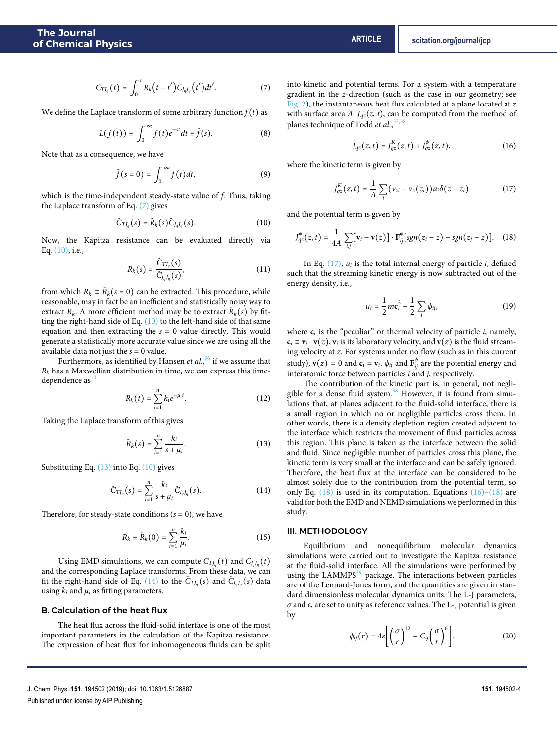$$C_{TJ_q}(t) = \int_0^t R_k(t - t')C_{J_qJ_q}(t')dt'. \tag{7}$$

We define the Laplace transform of some arbitrary function $f(t)$ as

$$L(f(t)) \equiv \int_0^\infty f(t)e^{-st}dt \equiv \tilde{f}(s). \tag{8}$$

Note that as a consequence, we have

$$\tilde{f}(s = 0) = \int_0^\infty f(t)dt, \tag{9}$$

which is the time-independent steady-state value of $f$. Thus, taking the Laplace transform of Eq. (7) gives

$$\tilde{C}_{TJ_q}(s) = \tilde{R}_k(s)\tilde{C}_{J_qJ_q}(s). \tag{10}$$

Now, the Kapitza resistance can be evaluated directly via Eq. (10), i.e.,

$$\tilde{R}_k(s) = \frac{\tilde{C}_{TJ_q}(s)}{\tilde{C}_{J_qJ_q}(s)}, \tag{11}$$

from which $R_k \equiv \tilde{R}_k(s = 0)$ can be extracted. This procedure, while reasonable, may in fact be an inefficient and statistically noisy way to extract $R_k$. A more efficient method may be to extract $\tilde{R}_k(s)$ by fitting the right-hand side of Eq. (10) to the left-hand side of that same equation and then extracting the $s = 0$ value directly. This would generate a statistically more accurate value since we are using all the available data not just the $s = 0$ value.

Furthermore, as identified by Hansen *et al.*,[36] if we assume that $R_k$ has a Maxwellian distribution in time, we can express this time-dependence as[10]

$$R_k(t) = \sum_{i=1}^n k_i e^{-\mu_i t}. \tag{12}$$

Taking the Laplace transform of this gives

$$\tilde{R}_k(s) = \sum_{i=1}^n \frac{k_i}{s + \mu_i}. \tag{13}$$

Substituting Eq. (13) into Eq. (10) gives

$$\tilde{C}_{TJ_q}(s) = \sum_{i=1}^n \frac{k_i}{s + \mu_i}\tilde{C}_{J_qJ_q}(s). \tag{14}$$

Therefore, for steady-state conditions ($s = 0$), we have

$$R_k \equiv \tilde{R}_k(0) = \sum_{i=1}^n \frac{k_i}{\mu_i}. \tag{15}$$

Using EMD simulations, we can compute $C_{TJ_q}(t)$ and $C_{J_qJ_q}(t)$ and the corresponding Laplace transforms. From these data, we can fit the right-hand side of Eq. (14) to the $\tilde{C}_{TJ_q}(s)$ and $\tilde{C}_{J_qJ_q}(s)$ data using $k_i$ and $\mu_i$ as fitting parameters.

### B. Calculation of the heat flux

The heat flux across the fluid-solid interface is one of the most important parameters in the calculation of the Kapitza resistance. The expression of heat flux for inhomogeneous fluids can be split into kinetic and potential terms. For a system with a temperature gradient in the $z$-direction (such as the case in our geometry; see Fig. 2), the instantaneous heat flux calculated at a plane located at $z$ with surface area $A$, $J_{qz}(z, t)$, can be computed from the method of planes technique of Todd *et al.*,[37,38]

$$J_{qz}(z, t) = J_{qz}^K(z, t) + J_{qz}^\phi(z, t), \tag{16}$$

where the kinetic term is given by

$$J_{qz}^K(z, t) = \frac{1}{A}\sum_i (v_{zi} - v_z(z_i))u_i\delta(z - z_i) \tag{17}$$

and the potential term is given by

$$J_{qz}^\phi(z, t) = \frac{1}{4A}\sum_{i,j}[\mathbf{v}_i - \mathbf{v}(z)] \cdot \mathbf{F}_{ij}^\phi[sgn(z_i - z) - sgn(z_j - z)]. \tag{18}$$

In Eq. (17), $u_i$ is the total internal energy of particle $i$, defined such that the streaming kinetic energy is now subtracted out of the energy density, i.e.,

$$u_i = \frac{1}{2}m\mathbf{c}_i^2 + \frac{1}{2}\sum_j \phi_{ij}, \tag{19}$$

where $\mathbf{c}_i$ is the "peculiar" or thermal velocity of particle $i$, namely, $\mathbf{c}_i \equiv \mathbf{v}_i - \mathbf{v}(z)$, $\mathbf{v}_i$ is its laboratory velocity, and $\mathbf{v}(z)$ is the fluid streaming velocity at $z$. For systems under no flow (such as in this current study), $\mathbf{v}(z) = 0$ and $\mathbf{c}_i = \mathbf{v}_i$. $\phi_{ij}$ and $\mathbf{F}_{ij}^\phi$ are the potential energy and interatomic force between particles $i$ and $j$, respectively.

The contribution of the kinetic part is, in general, not negligible for a dense fluid system.[38] However, it is found from simulations that, at planes adjacent to the fluid-solid interface, there is a small region in which no or negligible particles cross them. In other words, there is a density depletion region created adjacent to the interface which restricts the movement of fluid particles across this region. This plane is taken as the interface between the solid and fluid. Since negligible number of particles cross this plane, the kinetic term is very small at the interface and can be safely ignored. Therefore, the heat flux at the interface can be considered to be almost solely due to the contribution from the potential term, so only Eq. (18) is used in its computation. Equations (16)–(18) are valid for both the EMD and NEMD simulations we performed in this study.

## III. METHODOLOGY

Equilibrium and nonequilibrium molecular dynamics simulations were carried out to investigate the Kapitza resistance at the fluid-solid interface. All the simulations were performed by using the LAMMPS[39] package. The interactions between particles are of the Lennard-Jones form, and the quantities are given in standard dimensionless molecular dynamics units. The L-J parameters, $\sigma$ and $\varepsilon$, are set to unity as reference values. The L-J potential is given by

$$\phi_{ij}(r) = 4\varepsilon\left[\left(\frac{\sigma}{r}\right)^{12} - C_{ij}\left(\frac{\sigma}{r}\right)^6\right]. \tag{20}$$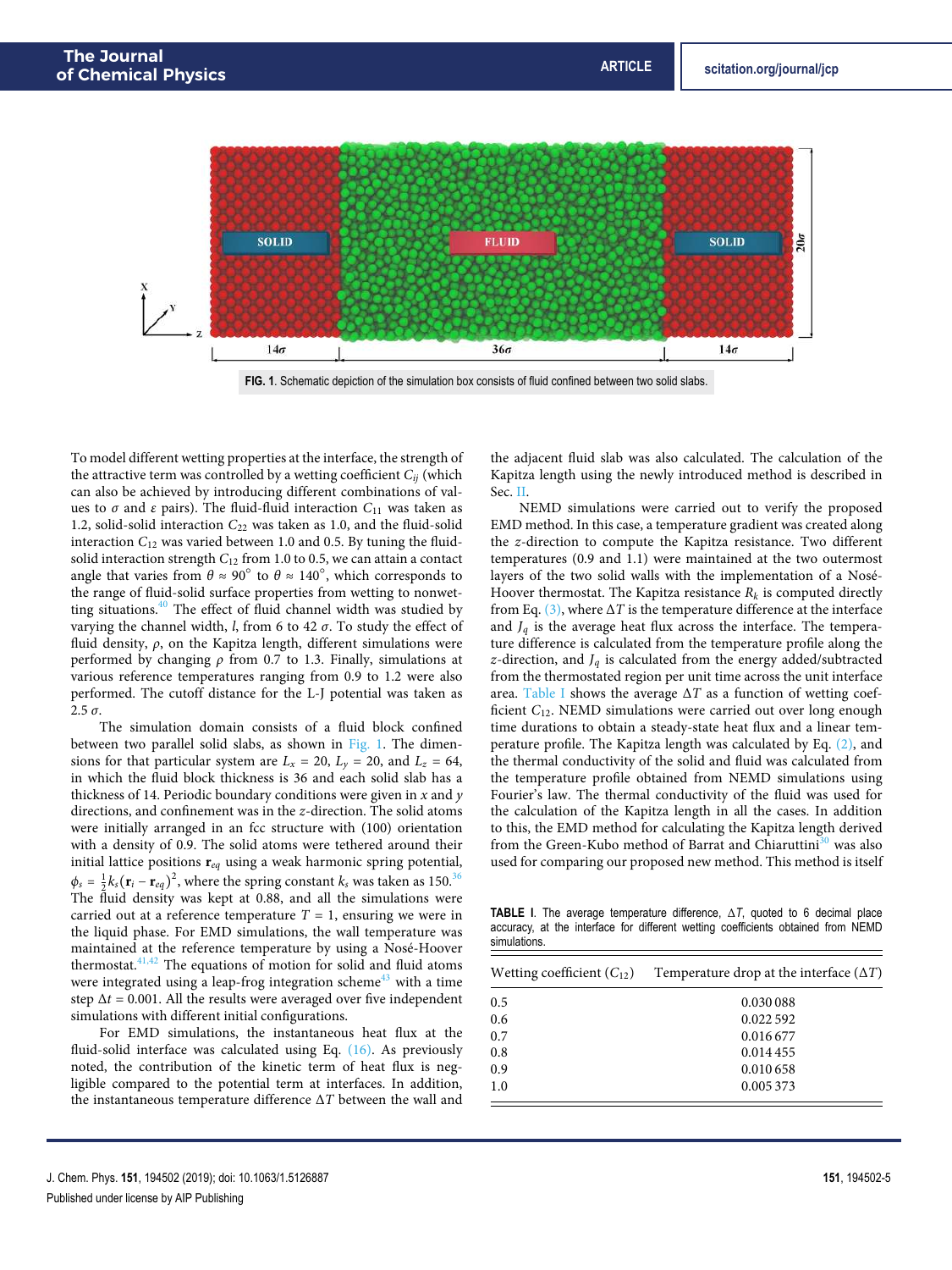FIG. 1. Schematic depiction of the simulation box consists of fluid confined between two solid slabs.

To model different wetting properties at the interface, the strength of the attractive term was controlled by a wetting coefficient $C_{ij}$ (which can also be achieved by introducing different combinations of values to $\sigma$ and $\varepsilon$ pairs). The fluid-fluid interaction $C_{11}$ was taken as 1.2, solid-solid interaction $C_{22}$ was taken as 1.0, and the fluid-solid interaction $C_{12}$ was varied between 1.0 and 0.5. By tuning the fluid-solid interaction strength $C_{12}$ from 1.0 to 0.5, we can attain a contact angle that varies from $\theta \approx 90^\circ$ to $\theta \approx 140^\circ$, which corresponds to the range of fluid-solid surface properties from wetting to nonwetting situations.[40] The effect of fluid channel width was studied by varying the channel width, $l$, from 6 to 42 $\sigma$. To study the effect of fluid density, $\rho$, on the Kapitza length, different simulations were performed by changing $\rho$ from 0.7 to 1.3. Finally, simulations at various reference temperatures ranging from 0.9 to 1.2 were also performed. The cutoff distance for the L-J potential was taken as 2.5 $\sigma$.

The simulation domain consists of a fluid block confined between two parallel solid slabs, as shown in Fig. 1. The dimensions for that particular system are $L_x = 20$, $L_y = 20$, and $L_z = 64$, in which the fluid block thickness is 36 and each solid slab has a thickness of 14. Periodic boundary conditions were given in $x$ and $y$ directions, and confinement was in the $z$-direction. The solid atoms were initially arranged in an fcc structure with (100) orientation with a density of 0.9. The solid atoms were tethered around their initial lattice positions $\mathbf{r}_{eq}$ using a weak harmonic spring potential, $\phi_s = \frac{1}{2}k_s(\mathbf{r}_i - \mathbf{r}_{eq})^2$, where the spring constant $k_s$ was taken as 150.[36] The fluid density was kept at 0.88, and all the simulations were carried out at a reference temperature $T = 1$, ensuring we were in the liquid phase. For EMD simulations, the wall temperature was maintained at the reference temperature by using a Nosé-Hoover thermostat.[41,42] The equations of motion for solid and fluid atoms were integrated using a leap-frog integration scheme[43] with a time step $\Delta t = 0.001$. All the results were averaged over five independent simulations with different initial configurations.

For EMD simulations, the instantaneous heat flux at the fluid-solid interface was calculated using Eq. (16). As previously noted, the contribution of the kinetic term of heat flux is negligible compared to the potential term at interfaces. In addition, the instantaneous temperature difference $\Delta T$ between the wall and the adjacent fluid slab was also calculated. The calculation of the Kapitza length using the newly introduced method is described in Sec. II.

NEMD simulations were carried out to verify the proposed EMD method. In this case, a temperature gradient was created along the $z$-direction to compute the Kapitza resistance. Two different temperatures (0.9 and 1.1) were maintained at the two outermost layers of the two solid walls with the implementation of a Nosé-Hoover thermostat. The Kapitza resistance $R_k$ is computed directly from Eq. (3), where $\Delta T$ is the temperature difference at the interface and $J_q$ is the average heat flux across the interface. The temperature difference is calculated from the temperature profile along the $z$-direction, and $J_q$ is calculated from the energy added/subtracted from the thermostated region per unit time across the unit interface area. Table I shows the average $\Delta T$ as a function of wetting coefficient $C_{12}$. NEMD simulations were carried out over long enough time durations to obtain a steady-state heat flux and a linear temperature profile. The Kapitza length was calculated by Eq. (2), and the thermal conductivity of the solid and fluid was calculated from the temperature profile obtained from NEMD simulations using Fourier's law. The thermal conductivity of the fluid was used for the calculation of the Kapitza length in all the cases. In addition to this, the EMD method for calculating the Kapitza length derived from the Green-Kubo method of Barrat and Chiaruttini[30] was also used for comparing our proposed new method. This method is itself

TABLE I. The average temperature difference, $\Delta T$, quoted to 6 decimal place accuracy, at the interface for different wetting coefficients obtained from NEMD simulations.

| Wetting coefficient ($C_{12}$) | Temperature drop at the interface ($\Delta T$) |
|---|---|
| 0.5 | 0.030 088 |
| 0.6 | 0.022 592 |
| 0.7 | 0.016 677 |
| 0.8 | 0.014 455 |
| 0.9 | 0.010 658 |
| 1.0 | 0.005 373 |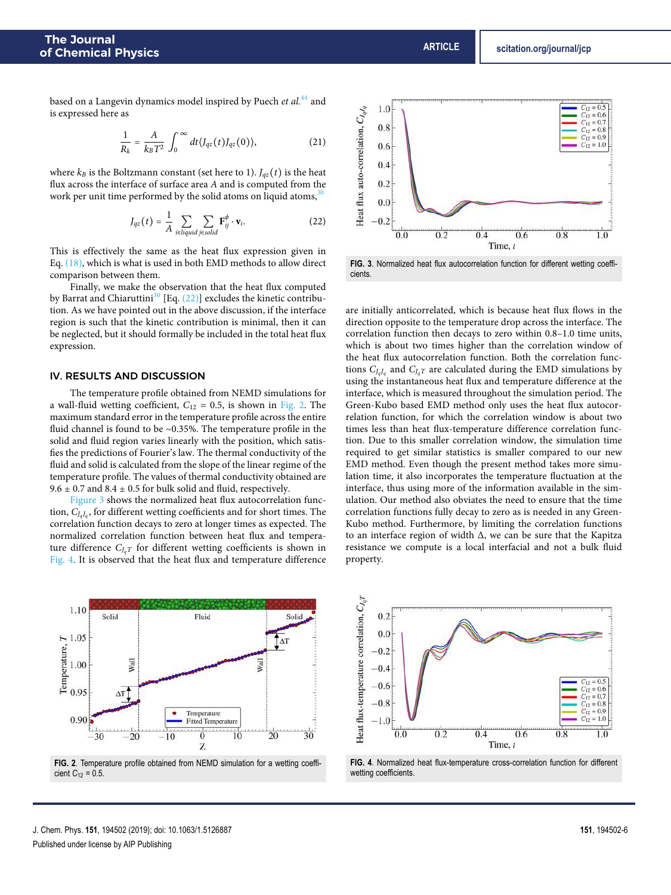based on a Langevin dynamics model inspired by Puech *et al.*[44] and is expressed here as

$$\frac{1}{R_k} = \frac{A}{k_B T^2} \int_0^\infty dt \langle J_{qz}(t) J_{qz}(0) \rangle, \tag{21}$$

where $k_B$ is the Boltzmann constant (set here to 1). $J_{qz}(t)$ is the heat flux across the interface of surface area $A$ and is computed from the work per unit time performed by the solid atoms on liquid atoms,[30]

$$J_{qz}(t) = \frac{1}{A} \sum_{i \in liquid} \sum_{j \in solid} \mathbf{F}_{ij}^{\phi} \cdot \mathbf{v}_i. \tag{22}$$

This is effectively the same as the heat flux expression given in Eq. (18), which is what is used in both EMD methods to allow direct comparison between them.

Finally, we make the observation that the heat flux computed by Barrat and Chiaruttini[30] [Eq. (22)] excludes the kinetic contribution. As we have pointed out in the above discussion, if the interface region is such that the kinetic contribution is minimal, then it can be neglected, but it should formally be included in the total heat flux expression.

## IV. RESULTS AND DISCUSSION

The temperature profile obtained from NEMD simulations for a wall-fluid wetting coefficient, $C_{12} = 0.5$, is shown in Fig. 2. The maximum standard error in the temperature profile across the entire fluid channel is found to be ~0.35%. The temperature profile in the solid and fluid region varies linearly with the position, which satisfies the predictions of Fourier's law. The thermal conductivity of the fluid and solid is calculated from the slope of the linear regime of the temperature profile. The values of thermal conductivity obtained are $9.6 \pm 0.7$ and $8.4 \pm 0.5$ for bulk solid and fluid, respectively.

Figure 3 shows the normalized heat flux autocorrelation function, $C_{J_q J_q}$, for different wetting coefficients and for short times. The correlation function decays to zero at longer times as expected. The normalized correlation function between heat flux and temperature difference $C_{J_q T}$ for different wetting coefficients is shown in Fig. 4. It is observed that the heat flux and temperature difference are initially anticorrelated, which is because heat flux flows in the direction opposite to the temperature drop across the interface. The correlation function then decays to zero within 0.8–1.0 time units, which is about two times higher than the correlation window of the heat flux autocorrelation function. Both the correlation functions $C_{J_q J_q}$ and $C_{J_q T}$ are calculated during the EMD simulations by using the instantaneous heat flux and temperature difference at the interface, which is measured throughout the simulation period. The Green-Kubo based EMD method only uses the heat flux autocorrelation function, for which the correlation window is about two times less than heat flux-temperature difference correlation function. Due to this smaller correlation window, the simulation time required to get similar statistics is smaller compared to our new EMD method. Even though the present method takes more simulation time, it also incorporates the temperature fluctuation at the interface, thus using more of the information available in the simulation. Our method also obviates the need to ensure that the time correlation functions fully decay to zero as is needed in any Green-Kubo method. Furthermore, by limiting the correlation functions to an interface region of width Δ, we can be sure that the Kapitza resistance we compute is a local interfacial and not a bulk fluid property.

FIG. 2. Temperature profile obtained from NEMD simulation for a wetting coefficient $C_{12} = 0.5$.

FIG. 3. Normalized heat flux autocorrelation function for different wetting coefficients.

FIG. 4. Normalized heat flux-temperature cross-correlation function for different wetting coefficients.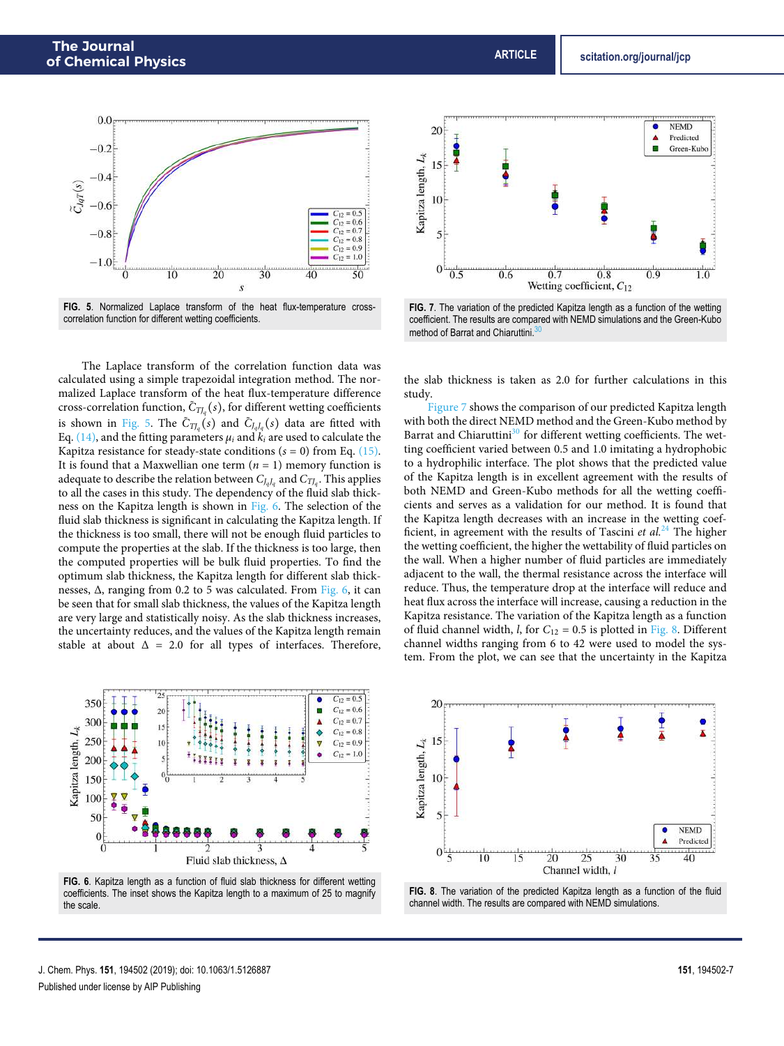FIG. 5. Normalized Laplace transform of the heat flux-temperature cross-correlation function for different wetting coefficients.

The Laplace transform of the correlation function data was calculated using a simple trapezoidal integration method. The normalized Laplace transform of the heat flux-temperature difference cross-correlation function, $\tilde{C}_{TJ_q}(s)$, for different wetting coefficients is shown in Fig. 5. The $\tilde{C}_{TJ_q}(s)$ and $\tilde{C}_{J_qJ_q}(s)$ data are fitted with Eq. (14), and the fitting parameters $\mu_i$ and $k_i$ are used to calculate the Kapitza resistance for steady-state conditions ($s = 0$) from Eq. (15). It is found that a Maxwellian one term ($n = 1$) memory function is adequate to describe the relation between $C_{J_qJ_q}$ and $C_{TJ_q}$. This applies to all the cases in this study. The dependency of the fluid slab thickness on the Kapitza length is shown in Fig. 6. The selection of the fluid slab thickness is significant in calculating the Kapitza length. If the thickness is too small, there will not be enough fluid particles to compute the properties at the slab. If the thickness is too large, then the computed properties will be bulk fluid properties. To find the optimum slab thickness, the Kapitza length for different slab thicknesses, Δ, ranging from 0.2 to 5 was calculated. From Fig. 6, it can be seen that for small slab thickness, the values of the Kapitza length are very large and statistically noisy. As the slab thickness increases, the uncertainty reduces, and the values of the Kapitza length remain stable at about Δ = 2.0 for all types of interfaces. Therefore, the slab thickness is taken as 2.0 for further calculations in this study.

FIG. 6. Kapitza length as a function of fluid slab thickness for different wetting coefficients. The inset shows the Kapitza length to a maximum of 25 to magnify the scale.

FIG. 7. The variation of the predicted Kapitza length as a function of the wetting coefficient. The results are compared with NEMD simulations and the Green-Kubo method of Barrat and Chiaruttini.[30]

Figure 7 shows the comparison of our predicted Kapitza length with both the direct NEMD method and the Green-Kubo method by Barrat and Chiaruttini[30] for different wetting coefficients. The wetting coefficient varied between 0.5 and 1.0 imitating a hydrophobic to a hydrophilic interface. The plot shows that the predicted value of the Kapitza length is in excellent agreement with the results of both NEMD and Green-Kubo methods for all the wetting coefficients and serves as a validation for our method. It is found that the Kapitza length decreases with an increase in the wetting coefficient, in agreement with the results of Tascini *et al.*[24] The higher the wetting coefficient, the higher the wettability of fluid particles on the wall. When a higher number of fluid particles are immediately adjacent to the wall, the thermal resistance across the interface will reduce. Thus, the temperature drop at the interface will reduce and heat flux across the interface will increase, causing a reduction in the Kapitza resistance. The variation of the Kapitza length as a function of fluid channel width, $l$, for $C_{12} = 0.5$ is plotted in Fig. 8. Different channel widths ranging from 6 to 42 were used to model the system. From the plot, we can see that the uncertainty in the Kapitza

FIG. 8. The variation of the predicted Kapitza length as a function of the fluid channel width. The results are compared with NEMD simulations.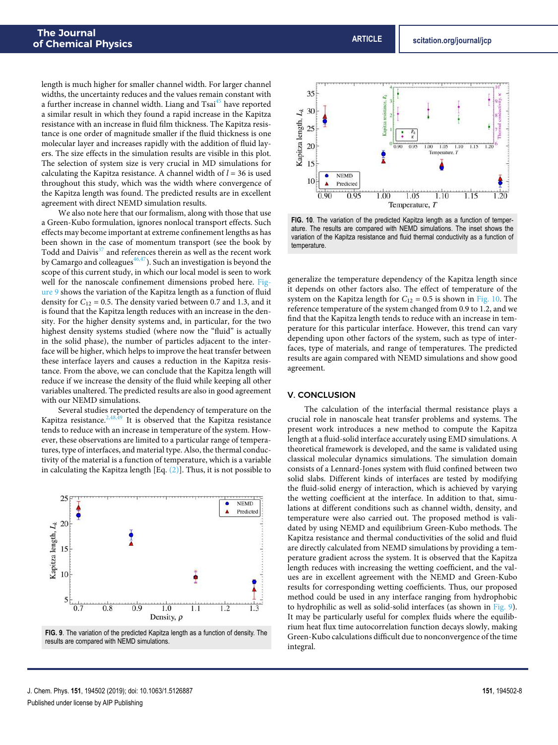length is much higher for smaller channel width. For larger channel widths, the uncertainty reduces and the values remain constant with a further increase in channel width. Liang and Tsai[45] have reported a similar result in which they found a rapid increase in the Kapitza resistance with an increase in fluid film thickness. The Kapitza resistance is one order of magnitude smaller if the fluid thickness is one molecular layer and increases rapidly with the addition of fluid layers. The size effects in the simulation results are visible in this plot. The selection of system size is very crucial in MD simulations for calculating the Kapitza resistance. A channel width of $l = 36$ is used throughout this study, which was the width where convergence of the Kapitza length was found. The predicted results are in excellent agreement with direct NEMD simulation results.

We also note here that our formalism, along with those that use a Green-Kubo formulation, ignores nonlocal transport effects. Such effects may become important at extreme confinement lengths as has been shown in the case of momentum transport (see the book by Todd and Daivis[37] and references therein as well as the recent work by Camargo and colleagues[46,47]). Such an investigation is beyond the scope of this current study, in which our local model is seen to work well for the nanoscale confinement dimensions probed here. Figure 9 shows the variation of the Kapitza length as a function of fluid density for $C_{12} = 0.5$. The density varied between 0.7 and 1.3, and it is found that the Kapitza length reduces with an increase in the density. For the higher density systems and, in particular, for the two highest density systems studied (where now the "fluid" is actually in the solid phase), the number of particles adjacent to the interface will be higher, which helps to improve the heat transfer between these interface layers and causes a reduction in the Kapitza resistance. From the above, we can conclude that the Kapitza length will reduce if we increase the density of the fluid while keeping all other variables unaltered. The predicted results are also in good agreement with our NEMD simulations.

Several studies reported the dependency of temperature on the Kapitza resistance.[2,48,49] It is observed that the Kapitza resistance tends to reduce with an increase in temperature of the system. However, these observations are limited to a particular range of temperatures, type of interfaces, and material type. Also, the thermal conductivity of the material is a function of temperature, which is a variable in calculating the Kapitza length [Eq. (2)]. Thus, it is not possible to generalize the temperature dependency of the Kapitza length since it depends on other factors also. The effect of temperature of the system on the Kapitza length for $C_{12} = 0.5$ is shown in Fig. 10. The reference temperature of the system changed from 0.9 to 1.2, and we find that the Kapitza length tends to reduce with an increase in temperature for this particular interface. However, this trend can vary depending upon other factors of the system, such as type of interfaces, type of materials, and range of temperatures. The predicted results are again compared with NEMD simulations and show good agreement.

**FIG. 9.** The variation of the predicted Kapitza length as a function of density. The results are compared with NEMD simulations.

**FIG. 10.** The variation of the predicted Kapitza length as a function of temperature. The results are compared with NEMD simulations. The inset shows the variation of the Kapitza resistance and fluid thermal conductivity as a function of temperature.

## V. CONCLUSION

The calculation of the interfacial thermal resistance plays a crucial role in nanoscale heat transfer problems and systems. The present work introduces a new method to compute the Kapitza length at a fluid-solid interface accurately using EMD simulations. A theoretical framework is developed, and the same is validated using classical molecular dynamics simulations. The simulation domain consists of a Lennard-Jones system with fluid confined between two solid slabs. Different kinds of interfaces are tested by modifying the fluid-solid energy of interaction, which is achieved by varying the wetting coefficient at the interface. In addition to that, simulations at different conditions such as channel width, density, and temperature were also carried out. The proposed method is validated by using NEMD and equilibrium Green-Kubo methods. The Kapitza resistance and thermal conductivities of the solid and fluid are directly calculated from NEMD simulations by providing a temperature gradient across the system. It is observed that the Kapitza length reduces with increasing the wetting coefficient, and the values are in excellent agreement with the NEMD and Green-Kubo results for corresponding wetting coefficients. Thus, our proposed method could be used in any interface ranging from hydrophobic to hydrophilic as well as solid-solid interfaces (as shown in Fig. 9). It may be particularly useful for complex fluids where the equilibrium heat flux time autocorrelation function decays slowly, making Green-Kubo calculations difficult due to nonconvergence of the time integral.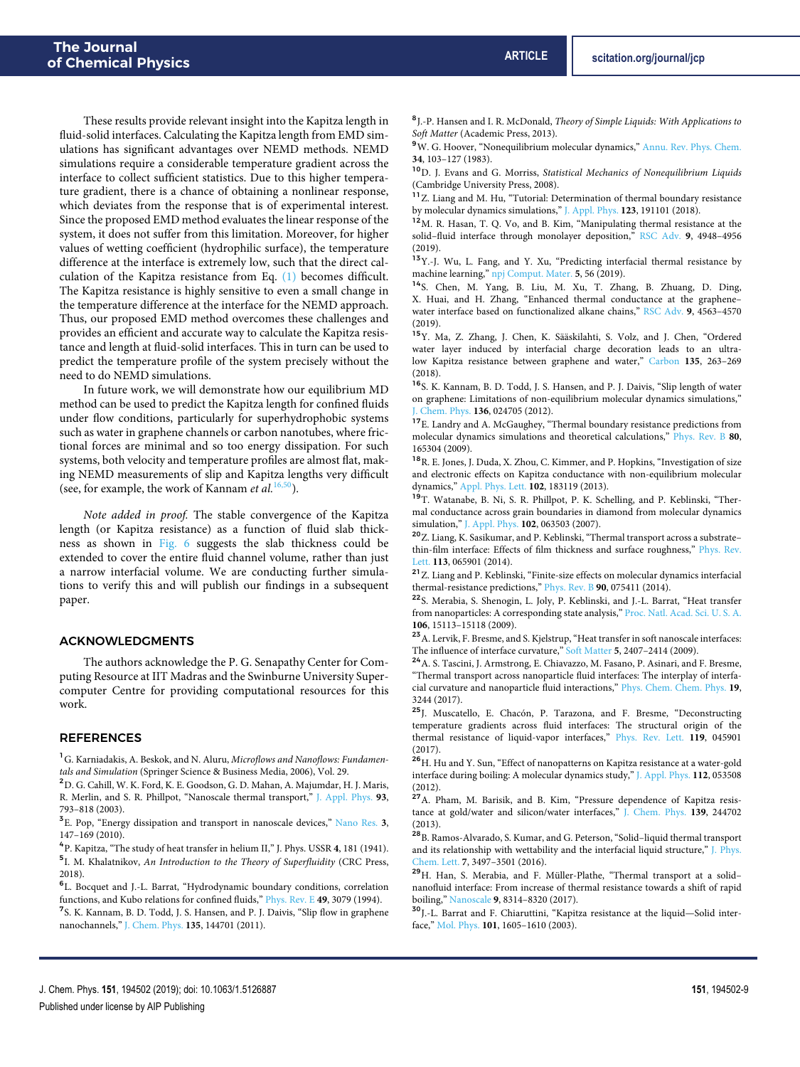These results provide relevant insight into the Kapitza length in fluid-solid interfaces. Calculating the Kapitza length from EMD simulations has significant advantages over NEMD methods. NEMD simulations require a considerable temperature gradient across the interface to collect sufficient statistics. Due to this higher temperature gradient, there is a chance of obtaining a nonlinear response, which deviates from the response that is of experimental interest. Since the proposed EMD method evaluates the linear response of the system, it does not suffer from this limitation. Moreover, for higher values of wetting coefficient (hydrophilic surface), the temperature difference at the interface is extremely low, such that the direct calculation of the Kapitza resistance from Eq. (1) becomes difficult. The Kapitza resistance is highly sensitive to even a small change in the temperature difference at the interface for the NEMD approach. Thus, our proposed EMD method overcomes these challenges and provides an efficient and accurate way to calculate the Kapitza resistance and length at fluid-solid interfaces. This in turn can be used to predict the temperature profile of the system precisely without the need to do NEMD simulations.

In future work, we will demonstrate how our equilibrium MD method can be used to predict the Kapitza length for confined fluids under flow conditions, particularly for superhydrophobic systems such as water in graphene channels or carbon nanotubes, where frictional forces are minimal and so too energy dissipation. For such systems, both velocity and temperature profiles are almost flat, making NEMD measurements of slip and Kapitza lengths very difficult (see, for example, the work of Kannam *et al.*[16,50]).

*Note added in proof.* The stable convergence of the Kapitza length (or Kapitza resistance) as a function of fluid slab thickness as shown in Fig. 6 suggests the slab thickness could be extended to cover the entire fluid channel volume, rather than just a narrow interfacial volume. We are conducting further simulations to verify this and will publish our findings in a subsequent paper.

## ACKNOWLEDGMENTS

The authors acknowledge the P. G. Senapathy Center for Computing Resource at IIT Madras and the Swinburne University Supercomputer Centre for providing computational resources for this work.

## REFERENCES

[1] G. Karniadakis, A. Beskok, and N. Aluru, *Microflows and Nanoflows: Fundamentals and Simulation* (Springer Science & Business Media, 2006), Vol. 29.

[2] D. G. Cahill, W. K. Ford, K. E. Goodson, G. D. Mahan, A. Majumdar, H. J. Maris, R. Merlin, and S. R. Phillpot, "Nanoscale thermal transport," J. Appl. Phys. **93**, 793–818 (2003).

[3] E. Pop, "Energy dissipation and transport in nanoscale devices," Nano Res. **3**, 147–169 (2010).

[4] P. Kapitza, "The study of heat transfer in helium II," J. Phys. USSR **4**, 181 (1941).

[5] I. M. Khalatnikov, *An Introduction to the Theory of Superfluidity* (CRC Press, 2018).

[6] L. Bocquet and J.-L. Barrat, "Hydrodynamic boundary conditions, correlation functions, and Kubo relations for confined fluids," Phys. Rev. E **49**, 3079 (1994).

[7] S. K. Kannam, B. D. Todd, J. S. Hansen, and P. J. Daivis, "Slip flow in graphene nanochannels," J. Chem. Phys. **135**, 144701 (2011).

[8] J.-P. Hansen and I. R. McDonald, *Theory of Simple Liquids: With Applications to Soft Matter* (Academic Press, 2013).

[9] W. G. Hoover, "Nonequilibrium molecular dynamics," Annu. Rev. Phys. Chem. **34**, 103–127 (1983).

[10] D. J. Evans and G. Morriss, *Statistical Mechanics of Nonequilibrium Liquids* (Cambridge University Press, 2008).

[11] Z. Liang and M. Hu, "Tutorial: Determination of thermal boundary resistance by molecular dynamics simulations," J. Appl. Phys. **123**, 191101 (2018).

[12] M. R. Hasan, T. Q. Vo, and B. Kim, "Manipulating thermal resistance at the solid–fluid interface through monolayer deposition," RSC Adv. **9**, 4948–4956 (2019).

[13] Y.-J. Wu, L. Fang, and Y. Xu, "Predicting interfacial thermal resistance by machine learning," npj Comput. Mater. **5**, 56 (2019).

[14] S. Chen, M. Yang, B. Liu, M. Xu, T. Zhang, B. Zhuang, D. Ding, X. Huai, and H. Zhang, "Enhanced thermal conductance at the graphene–water interface based on functionalized alkane chains," RSC Adv. **9**, 4563–4570 (2019).

[15] Y. Ma, Z. Zhang, J. Chen, K. Sääskilahti, S. Volz, and J. Chen, "Ordered water layer induced by interfacial charge decoration leads to an ultra-low Kapitza resistance between graphene and water," Carbon **135**, 263–269 (2018).

[16] S. K. Kannam, B. D. Todd, J. S. Hansen, and P. J. Daivis, "Slip length of water on graphene: Limitations of non-equilibrium molecular dynamics simulations," J. Chem. Phys. **136**, 024705 (2012).

[17] E. Landry and A. McGaughey, "Thermal boundary resistance predictions from molecular dynamics simulations and theoretical calculations," Phys. Rev. B **80**, 165304 (2009).

[18] R. E. Jones, J. Duda, X. Zhou, C. Kimmer, and P. Hopkins, "Investigation of size and electronic effects on Kapitza conductance with non-equilibrium molecular dynamics," Appl. Phys. Lett. **102**, 183119 (2013).

[19] T. Watanabe, B. Ni, S. R. Phillpot, P. K. Schelling, and P. Keblinski, "Thermal conductance across grain boundaries in diamond from molecular dynamics simulation," J. Appl. Phys. **102**, 063503 (2007).

[20] Z. Liang, K. Sasikumar, and P. Keblinski, "Thermal transport across a substrate–thin-film interface: Effects of film thickness and surface roughness," Phys. Rev. Lett. **113**, 065901 (2014).

[21] Z. Liang and P. Keblinski, "Finite-size effects on molecular dynamics interfacial thermal-resistance predictions," Phys. Rev. B **90**, 075411 (2014).

[22] S. Merabia, S. Shenogin, L. Joly, P. Keblinski, and J.-L. Barrat, "Heat transfer from nanoparticles: A corresponding state analysis," Proc. Natl. Acad. Sci. U. S. A. **106**, 15113–15118 (2009).

[23] A. Lervik, F. Bresme, and S. Kjelstrup, "Heat transfer in soft nanoscale interfaces: The influence of interface curvature," Soft Matter **5**, 2407–2414 (2009).

[24] A. S. Tascini, J. Armstrong, E. Chiavazzo, M. Fasano, P. Asinari, and F. Bresme, "Thermal transport across nanoparticle fluid interfaces: The interplay of interfacial curvature and nanoparticle fluid interactions," Phys. Chem. Chem. Phys. **19**, 3244 (2017).

[25] J. Muscatello, E. Chacón, P. Tarazona, and F. Bresme, "Deconstructing temperature gradients across fluid interfaces: The structural origin of the thermal resistance of liquid-vapor interfaces," Phys. Rev. Lett. **119**, 045901 (2017).

[26] H. Hu and Y. Sun, "Effect of nanopatterns on Kapitza resistance at a water-gold interface during boiling: A molecular dynamics study," J. Appl. Phys. **112**, 053508 (2012).

[27] A. Pham, M. Barisik, and B. Kim, "Pressure dependence of Kapitza resistance at gold/water and silicon/water interfaces," J. Chem. Phys. **139**, 244702 (2013).

[28] B. Ramos-Alvarado, S. Kumar, and G. Peterson, "Solid–liquid thermal transport and its relationship with wettability and the interfacial liquid structure," J. Phys. Chem. Lett. **7**, 3497–3501 (2016).

[29] H. Han, S. Merabia, and F. Müller-Plathe, "Thermal transport at a solid–nanofluid interface: From increase of thermal resistance towards a shift of rapid boiling," Nanoscale **9**, 8314–8320 (2017).

[30] J.-L. Barrat and F. Chiaruttini, "Kapitza resistance at the liquid—Solid interface," Mol. Phys. **101**, 1605–1610 (2003).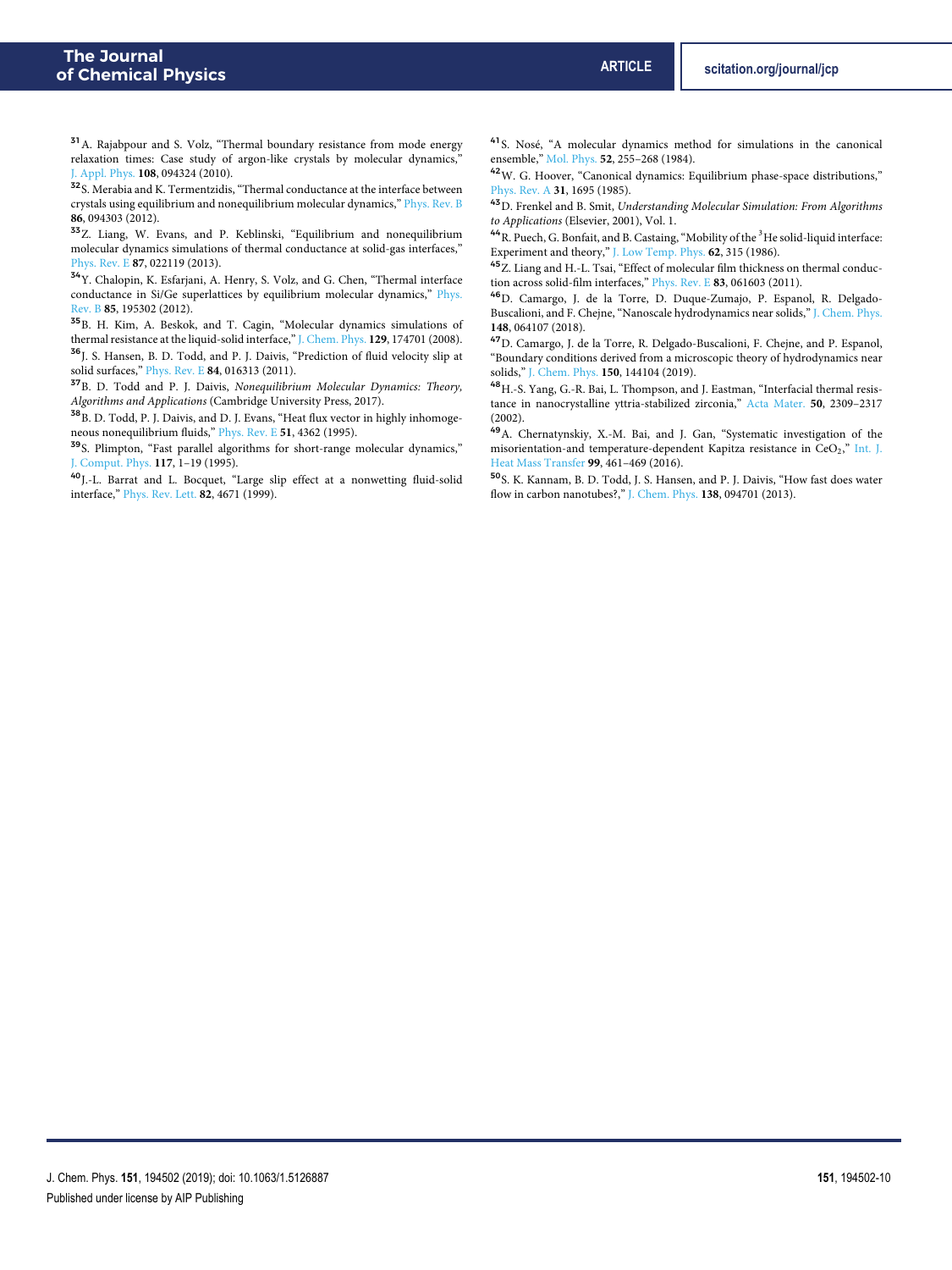[31] A. Rajabpour and S. Volz, "Thermal boundary resistance from mode energy relaxation times: Case study of argon-like crystals by molecular dynamics," J. Appl. Phys. **108**, 094324 (2010).

[32] S. Merabia and K. Termentzidis, "Thermal conductance at the interface between crystals using equilibrium and nonequilibrium molecular dynamics," Phys. Rev. B **86**, 094303 (2012).

[33] Z. Liang, W. Evans, and P. Keblinski, "Equilibrium and nonequilibrium molecular dynamics simulations of thermal conductance at solid-gas interfaces," Phys. Rev. E **87**, 022119 (2013).

[34] Y. Chalopin, K. Esfarjani, A. Henry, S. Volz, and G. Chen, "Thermal interface conductance in Si/Ge superlattices by equilibrium molecular dynamics," Phys. Rev. B **85**, 195302 (2012).

[35] B. H. Kim, A. Beskok, and T. Cagin, "Molecular dynamics simulations of thermal resistance at the liquid-solid interface," J. Chem. Phys. **129**, 174701 (2008).

[36] J. S. Hansen, B. D. Todd, and P. J. Daivis, "Prediction of fluid velocity slip at solid surfaces," Phys. Rev. E **84**, 016313 (2011).

[37] B. D. Todd and P. J. Daivis, *Nonequilibrium Molecular Dynamics: Theory, Algorithms and Applications* (Cambridge University Press, 2017).

[38] B. D. Todd, P. J. Daivis, and D. J. Evans, "Heat flux vector in highly inhomogeneous nonequilibrium fluids," Phys. Rev. E **51**, 4362 (1995).

[39] S. Plimpton, "Fast parallel algorithms for short-range molecular dynamics," J. Comput. Phys. **117**, 1–19 (1995).

[40] J.-L. Barrat and L. Bocquet, "Large slip effect at a nonwetting fluid-solid interface," Phys. Rev. Lett. **82**, 4671 (1999).

[41] S. Nosé, "A molecular dynamics method for simulations in the canonical ensemble," Mol. Phys. **52**, 255–268 (1984).

[42] W. G. Hoover, "Canonical dynamics: Equilibrium phase-space distributions," Phys. Rev. A **31**, 1695 (1985).

[43] D. Frenkel and B. Smit, *Understanding Molecular Simulation: From Algorithms to Applications* (Elsevier, 2001), Vol. 1.

[44] R. Puech, G. Bonfait, and B. Castaing, "Mobility of the $^{3}$He solid-liquid interface: Experiment and theory," J. Low Temp. Phys. **62**, 315 (1986).

[45] Z. Liang and H.-L. Tsai, "Effect of molecular film thickness on thermal conduction across solid-film interfaces," Phys. Rev. E **83**, 061603 (2011).

[46] D. Camargo, J. de la Torre, D. Duque-Zumajo, P. Espanol, R. Delgado-Buscalioni, and F. Chejne, "Nanoscale hydrodynamics near solids," J. Chem. Phys. **148**, 064107 (2018).

[47] D. Camargo, J. de la Torre, R. Delgado-Buscalioni, F. Chejne, and P. Espanol, "Boundary conditions derived from a microscopic theory of hydrodynamics near solids," J. Chem. Phys. **150**, 144104 (2019).

[48] H.-S. Yang, G.-R. Bai, L. Thompson, and J. Eastman, "Interfacial thermal resistance in nanocrystalline yttria-stabilized zirconia," Acta Mater. **50**, 2309–2317 (2002).

[49] A. Chernatynskiy, X.-M. Bai, and J. Gan, "Systematic investigation of the misorientation-and temperature-dependent Kapitza resistance in $CeO_2$," Int. J. Heat Mass Transfer **99**, 461–469 (2016).

[50] S. K. Kannam, B. D. Todd, J. S. Hansen, and P. J. Daivis, "How fast does water flow in carbon nanotubes?," J. Chem. Phys. **138**, 094701 (2013).